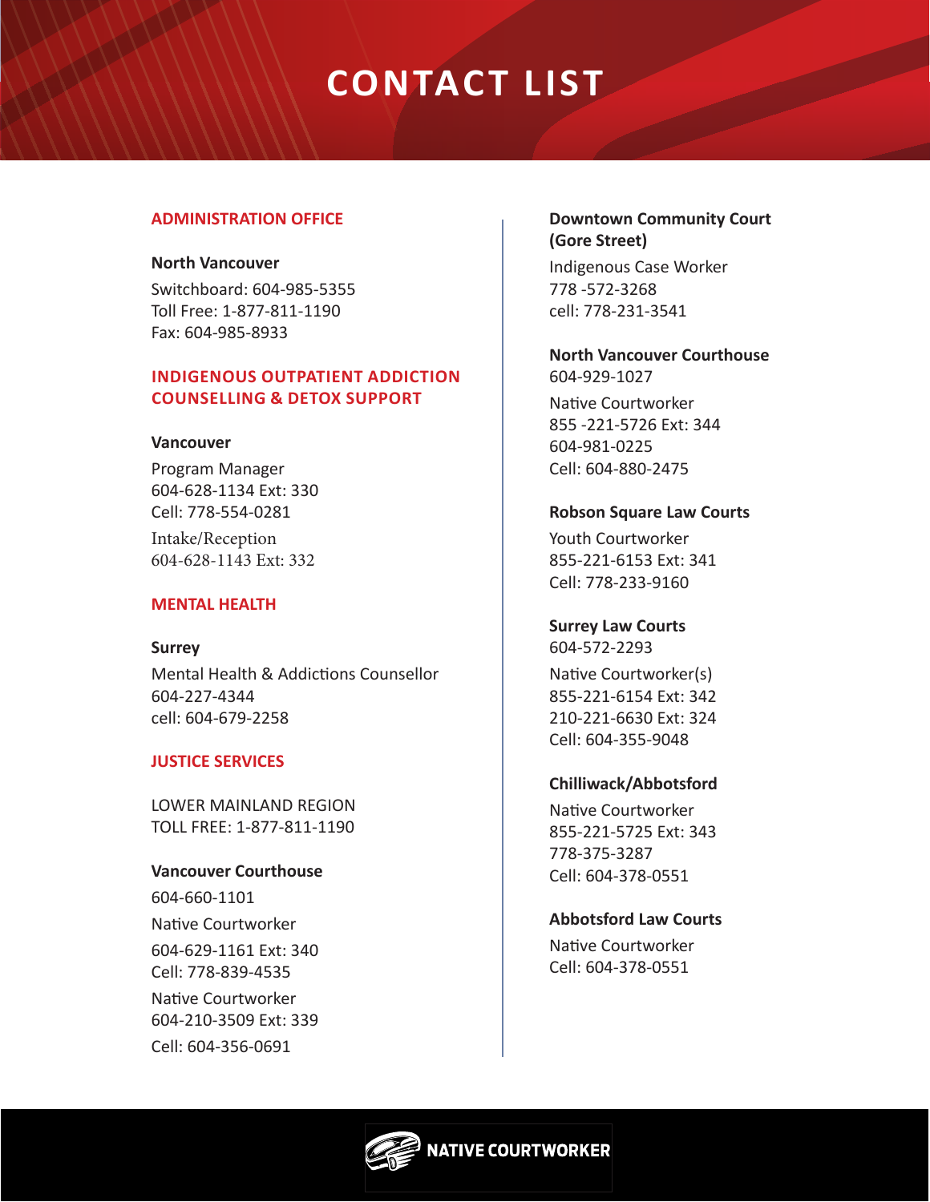# CONTACT LIST

## ADMINISTRATION OFFICE

**North Vancouver**

Switchboard: 604-985-5355
Toll Free: 1-877-811-1190
Fax: 604-985-8933

## INDIGENOUS OUTPATIENT ADDICTION COUNSELLING & DETOX SUPPORT

**Vancouver**

Program Manager
604-628-1134 Ext: 330
Cell: 778-554-0281

Intake/Reception
604-628-1143 Ext: 332

## MENTAL HEALTH

**Surrey**

Mental Health & Addictions Counsellor
604-227-4344
cell: 604-679-2258

## JUSTICE SERVICES

LOWER MAINLAND REGION
TOLL FREE: 1-877-811-1190

**Vancouver Courthouse**

604-660-1101

Native Courtworker

604-629-1161 Ext: 340
Cell: 778-839-4535

Native Courtworker
604-210-3509 Ext: 339

Cell: 604-356-0691

**Downtown Community Court (Gore Street)**

Indigenous Case Worker
778 -572-3268
cell: 778-231-3541

**North Vancouver Courthouse**
604-929-1027

Native Courtworker
855 -221-5726 Ext: 344
604-981-0225
Cell: 604-880-2475

**Robson Square Law Courts**

Youth Courtworker
855-221-6153 Ext: 341
Cell: 778-233-9160

**Surrey Law Courts**
604-572-2293

Native Courtworker(s)
855-221-6154 Ext: 342
210-221-6630 Ext: 324
Cell: 604-355-9048

**Chilliwack/Abbotsford**

Native Courtworker
855-221-5725 Ext: 343
778-375-3287
Cell: 604-378-0551

**Abbotsford Law Courts**

Native Courtworker
Cell: 604-378-0551

NATIVE COURTWORKER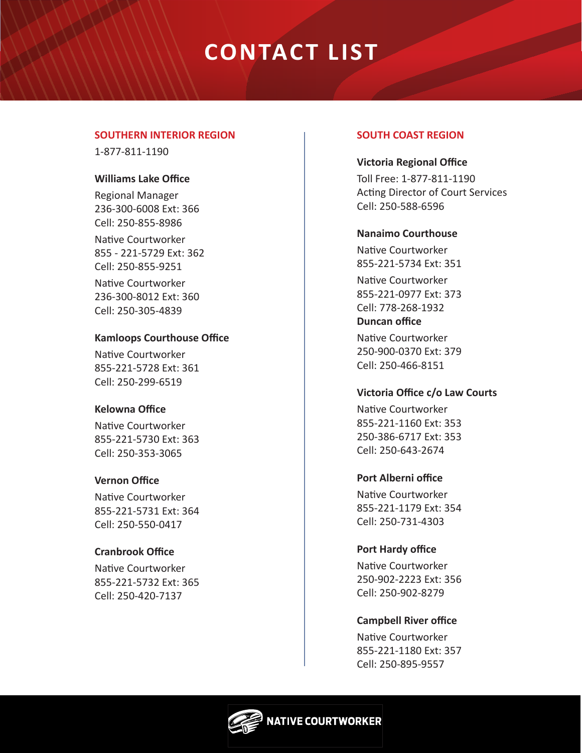# CONTACT LIST

## SOUTHERN INTERIOR REGION

1-877-811-1190

### Williams Lake Office

Regional Manager
236-300-6008 Ext: 366
Cell: 250-855-8986

Native Courtworker
855 - 221-5729 Ext: 362
Cell: 250-855-9251

Native Courtworker
236-300-8012 Ext: 360
Cell: 250-305-4839

### Kamloops Courthouse Office

Native Courtworker
855-221-5728 Ext: 361
Cell: 250-299-6519

### Kelowna Office

Native Courtworker
855-221-5730 Ext: 363
Cell: 250-353-3065

### Vernon Office

Native Courtworker
855-221-5731 Ext: 364
Cell: 250-550-0417

### Cranbrook Office

Native Courtworker
855-221-5732 Ext: 365
Cell: 250-420-7137

## SOUTH COAST REGION

### Victoria Regional Office

Toll Free: 1-877-811-1190
Acting Director of Court Services
Cell: 250-588-6596

### Nanaimo Courthouse

Native Courtworker
855-221-5734 Ext: 351

Native Courtworker
855-221-0977 Ext: 373
Cell: 778-268-1932

### Duncan office

Native Courtworker
250-900-0370 Ext: 379
Cell: 250-466-8151

### Victoria Office c/o Law Courts

Native Courtworker
855-221-1160 Ext: 353
250-386-6717 Ext: 353
Cell: 250-643-2674

### Port Alberni office

Native Courtworker
855-221-1179 Ext: 354
Cell: 250-731-4303

### Port Hardy office

Native Courtworker
250-902-2223 Ext: 356
Cell: 250-902-8279

### Campbell River office

Native Courtworker
855-221-1180 Ext: 357
Cell: 250-895-9557

NATIVE COURTWORKER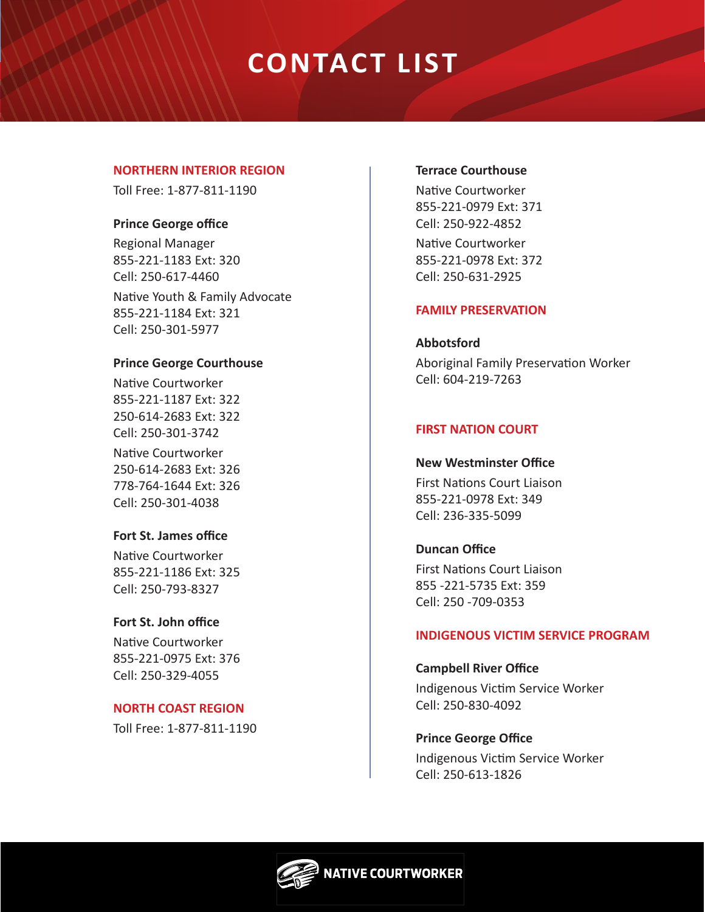# CONTACT LIST

## NORTHERN INTERIOR REGION

Toll Free: 1-877-811-1190

### Prince George office

Regional Manager
855-221-1183 Ext: 320
Cell: 250-617-4460

Native Youth & Family Advocate
855-221-1184 Ext: 321
Cell: 250-301-5977

### Prince George Courthouse

Native Courtworker
855-221-1187 Ext: 322
250-614-2683 Ext: 322
Cell: 250-301-3742

Native Courtworker
250-614-2683 Ext: 326
778-764-1644 Ext: 326
Cell: 250-301-4038

### Fort St. James office

Native Courtworker
855-221-1186 Ext: 325
Cell: 250-793-8327

### Fort St. John office

Native Courtworker
855-221-0975 Ext: 376
Cell: 250-329-4055

## NORTH COAST REGION

Toll Free: 1-877-811-1190

### Terrace Courthouse

Native Courtworker
855-221-0979 Ext: 371
Cell: 250-922-4852

Native Courtworker
855-221-0978 Ext: 372
Cell: 250-631-2925

## FAMILY PRESERVATION

### Abbotsford

Aboriginal Family Preservation Worker
Cell: 604-219-7263

## FIRST NATION COURT

### New Westminster Office

First Nations Court Liaison
855-221-0978 Ext: 349
Cell: 236-335-5099

### Duncan Office

First Nations Court Liaison
855 -221-5735 Ext: 359
Cell: 250 -709-0353

## INDIGENOUS VICTIM SERVICE PROGRAM

### Campbell River Office

Indigenous Victim Service Worker
Cell: 250-830-4092

### Prince George Office

Indigenous Victim Service Worker
Cell: 250-613-1826

NATIVE COURTWORKER